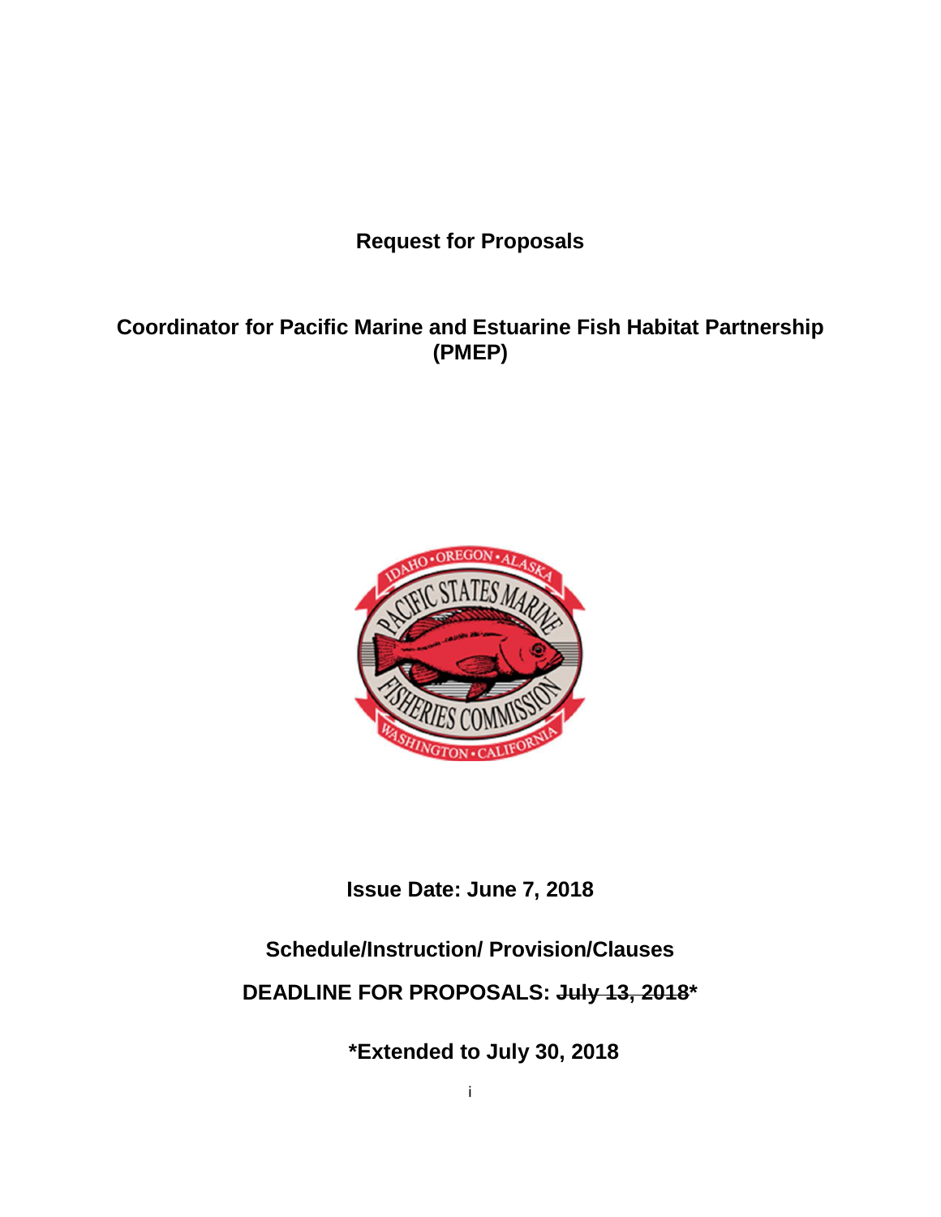# Request for Proposals

## Coordinator for Pacific Marine and Estuarine Fish Habitat Partnership (PMEP)

**Issue Date: June 7, 2018**

**Schedule/Instruction/ Provision/Clauses**

**DEADLINE FOR PROPOSALS: ~~July 13, 2018~~***

***Extended to July 30, 2018**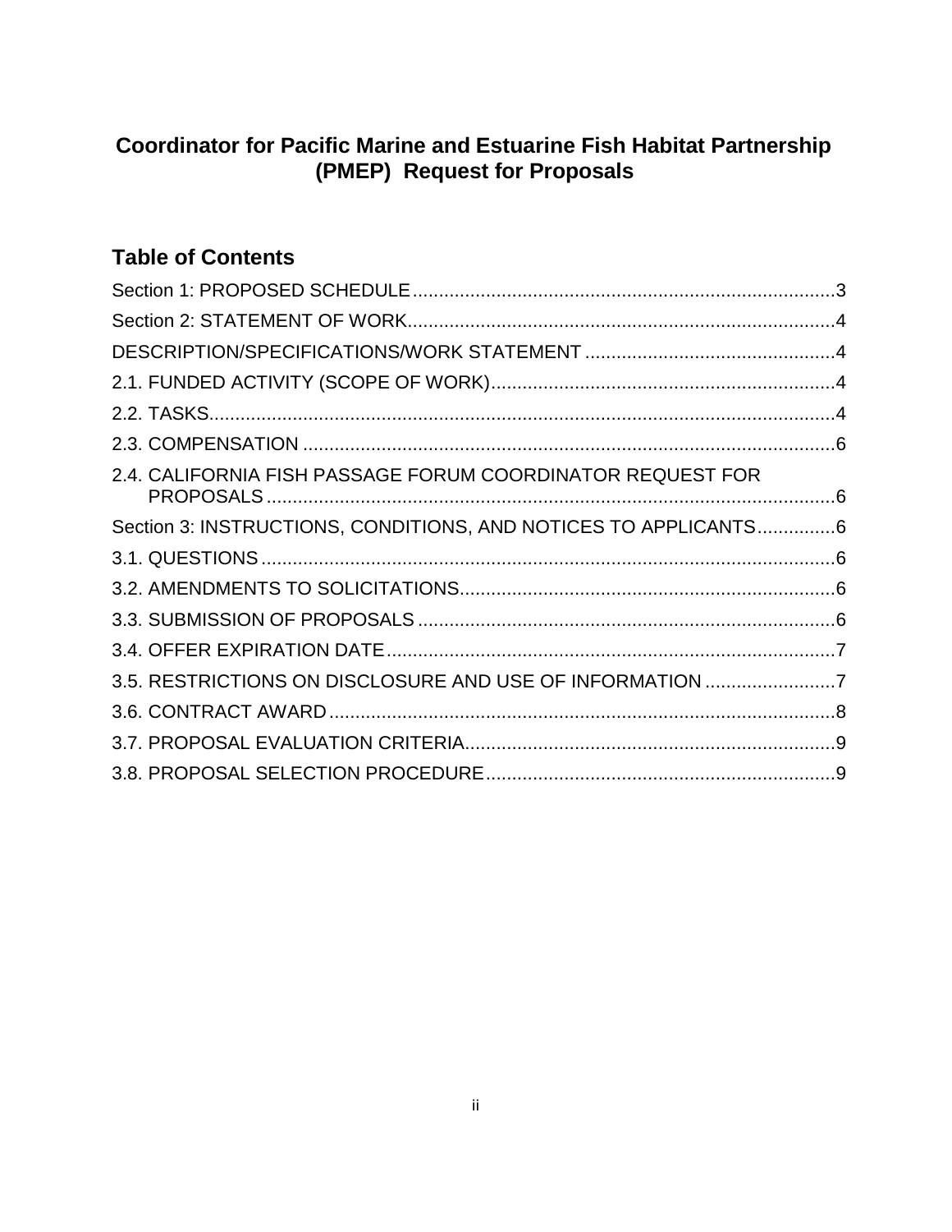# Coordinator for Pacific Marine and Estuarine Fish Habitat Partnership (PMEP) Request for Proposals

## Table of Contents

Section 1: PROPOSED SCHEDULE .....3

Section 2: STATEMENT OF WORK .....4

DESCRIPTION/SPECIFICATIONS/WORK STATEMENT .....4

2.1. FUNDED ACTIVITY (SCOPE OF WORK) .....4

2.2. TASKS .....4

2.3. COMPENSATION .....6

2.4. CALIFORNIA FISH PASSAGE FORUM COORDINATOR REQUEST FOR PROPOSALS .....6

Section 3: INSTRUCTIONS, CONDITIONS, AND NOTICES TO APPLICANTS .....6

3.1. QUESTIONS .....6

3.2. AMENDMENTS TO SOLICITATIONS .....6

3.3. SUBMISSION OF PROPOSALS .....6

3.4. OFFER EXPIRATION DATE .....7

3.5. RESTRICTIONS ON DISCLOSURE AND USE OF INFORMATION .....7

3.6. CONTRACT AWARD .....8

3.7. PROPOSAL EVALUATION CRITERIA .....9

3.8. PROPOSAL SELECTION PROCEDURE .....9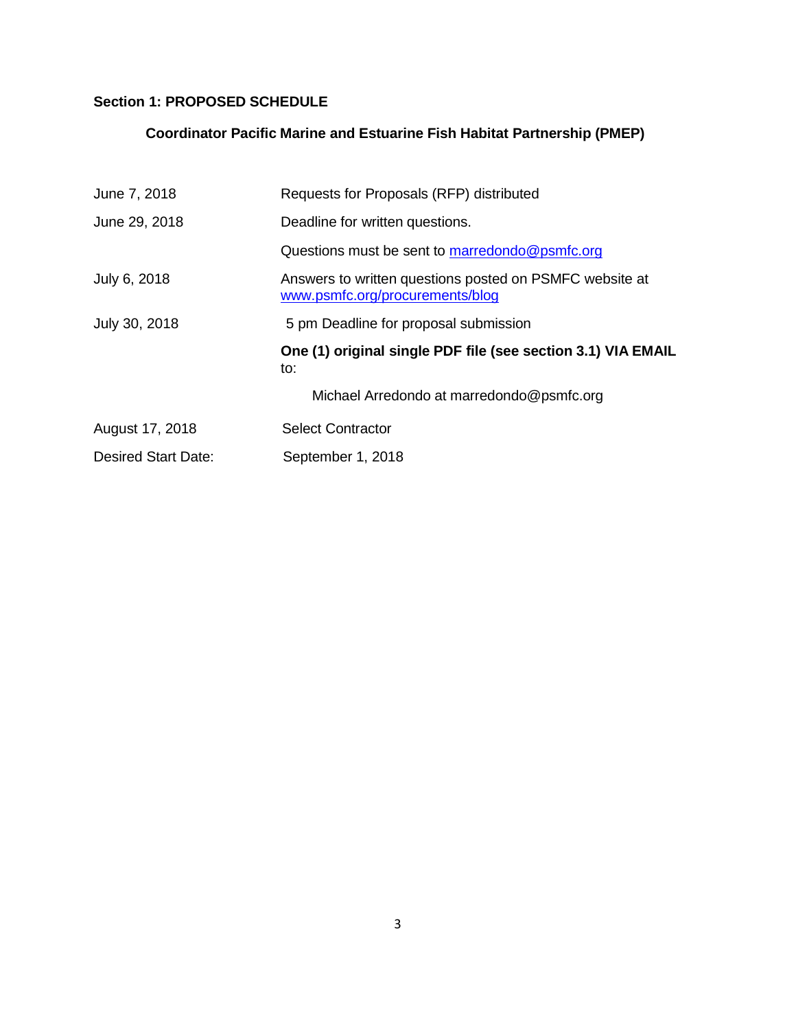## Section 1: PROPOSED SCHEDULE

### Coordinator Pacific Marine and Estuarine Fish Habitat Partnership (PMEP)

| | |
|---|---|
| June 7, 2018 | Requests for Proposals (RFP) distributed |
| June 29, 2018 | Deadline for written questions. |
| | Questions must be sent to marredondo@psmfc.org |
| July 6, 2018 | Answers to written questions posted on PSMFC website at www.psmfc.org/procurements/blog |
| July 30, 2018 | 5 pm Deadline for proposal submission |
| | **One (1) original single PDF file (see section 3.1) VIA EMAIL** to: |
| | Michael Arredondo at marredondo@psmfc.org |
| August 17, 2018 | Select Contractor |
| Desired Start Date: | September 1, 2018 |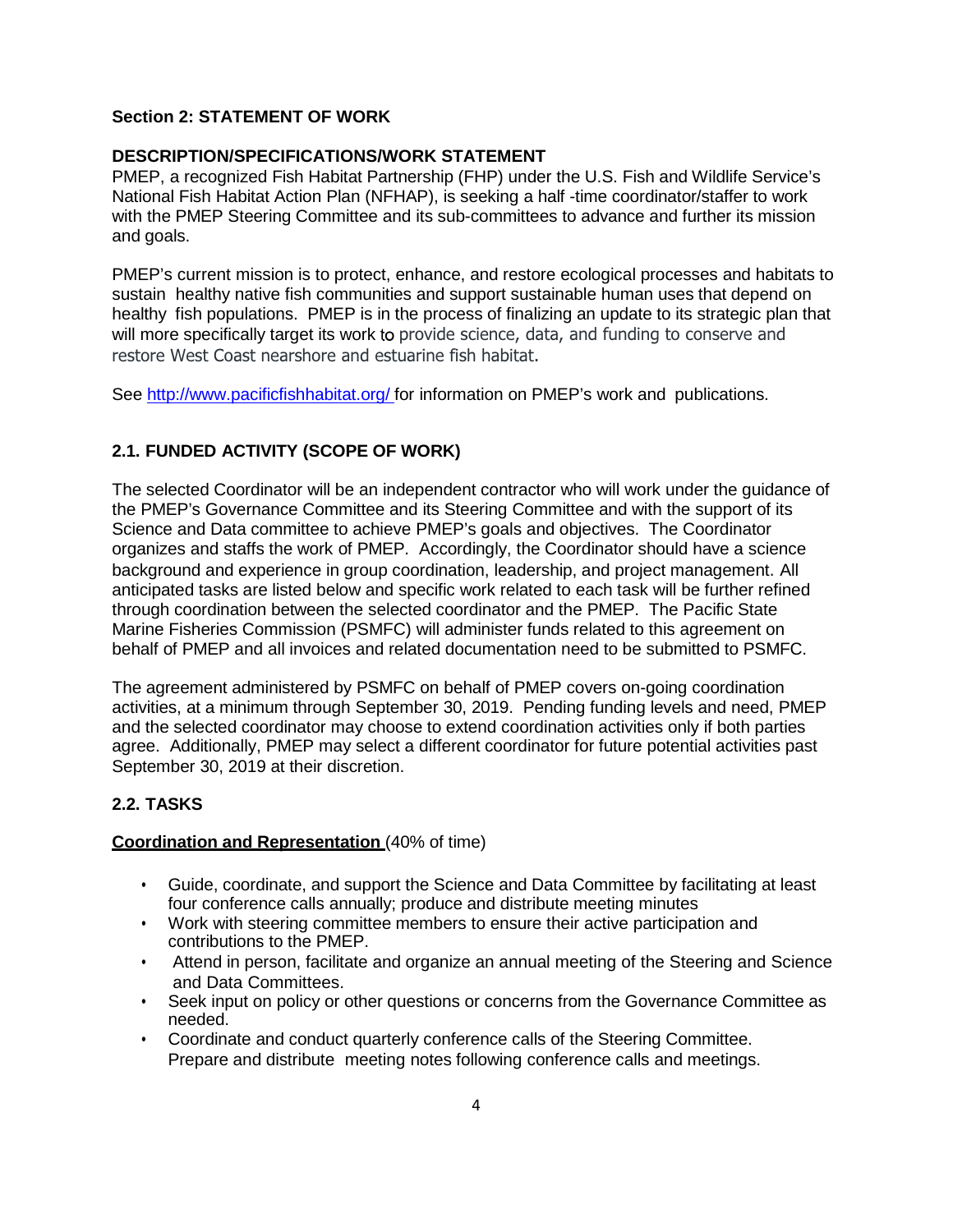### Section 2: STATEMENT OF WORK

#### DESCRIPTION/SPECIFICATIONS/WORK STATEMENT

PMEP, a recognized Fish Habitat Partnership (FHP) under the U.S. Fish and Wildlife Service's National Fish Habitat Action Plan (NFHAP), is seeking a half -time coordinator/staffer to work with the PMEP Steering Committee and its sub-committees to advance and further its mission and goals.

PMEP's current mission is to protect, enhance, and restore ecological processes and habitats to sustain healthy native fish communities and support sustainable human uses that depend on healthy fish populations. PMEP is in the process of finalizing an update to its strategic plan that will more specifically target its work to provide science, data, and funding to conserve and restore West Coast nearshore and estuarine fish habitat.

See [http://www.pacificfishhabitat.org/](http://www.pacificfishhabitat.org/) for information on PMEP's work and publications.

### 2.1. FUNDED ACTIVITY (SCOPE OF WORK)

The selected Coordinator will be an independent contractor who will work under the guidance of the PMEP's Governance Committee and its Steering Committee and with the support of its Science and Data committee to achieve PMEP's goals and objectives. The Coordinator organizes and staffs the work of PMEP. Accordingly, the Coordinator should have a science background and experience in group coordination, leadership, and project management. All anticipated tasks are listed below and specific work related to each task will be further refined through coordination between the selected coordinator and the PMEP. The Pacific State Marine Fisheries Commission (PSMFC) will administer funds related to this agreement on behalf of PMEP and all invoices and related documentation need to be submitted to PSMFC.

The agreement administered by PSMFC on behalf of PMEP covers on-going coordination activities, at a minimum through September 30, 2019. Pending funding levels and need, PMEP and the selected coordinator may choose to extend coordination activities only if both parties agree. Additionally, PMEP may select a different coordinator for future potential activities past September 30, 2019 at their discretion.

### 2.2. TASKS

**Coordination and Representation** (40% of time)

- Guide, coordinate, and support the Science and Data Committee by facilitating at least four conference calls annually; produce and distribute meeting minutes
- Work with steering committee members to ensure their active participation and contributions to the PMEP.
- Attend in person, facilitate and organize an annual meeting of the Steering and Science and Data Committees.
- Seek input on policy or other questions or concerns from the Governance Committee as needed.
- Coordinate and conduct quarterly conference calls of the Steering Committee. Prepare and distribute meeting notes following conference calls and meetings.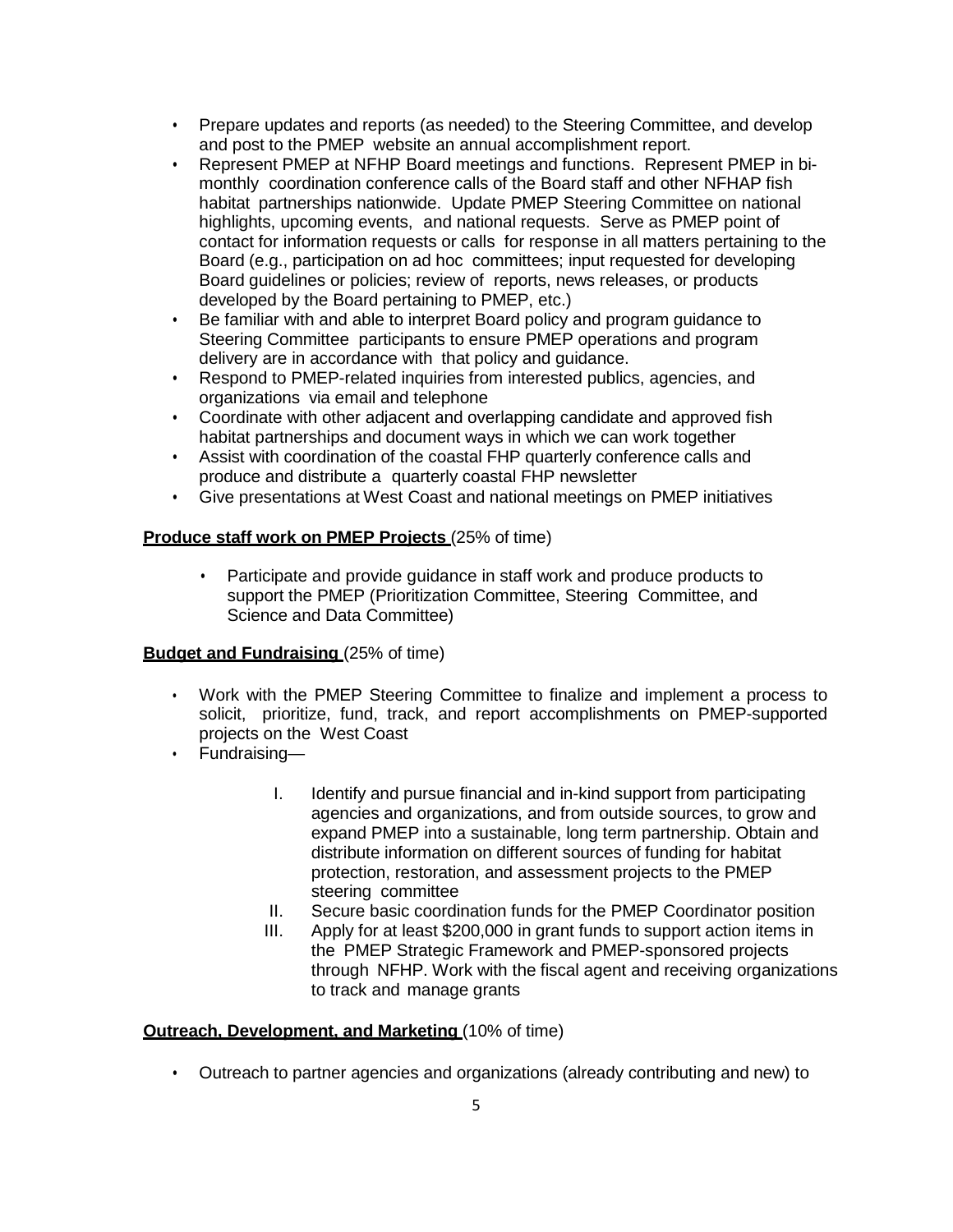- Prepare updates and reports (as needed) to the Steering Committee, and develop and post to the PMEP website an annual accomplishment report.
- Represent PMEP at NFHP Board meetings and functions. Represent PMEP in bi-monthly coordination conference calls of the Board staff and other NFHAP fish habitat partnerships nationwide. Update PMEP Steering Committee on national highlights, upcoming events, and national requests. Serve as PMEP point of contact for information requests or calls for response in all matters pertaining to the Board (e.g., participation on ad hoc committees; input requested for developing Board guidelines or policies; review of reports, news releases, or products developed by the Board pertaining to PMEP, etc.)
- Be familiar with and able to interpret Board policy and program guidance to Steering Committee participants to ensure PMEP operations and program delivery are in accordance with that policy and guidance.
- Respond to PMEP-related inquiries from interested publics, agencies, and organizations via email and telephone
- Coordinate with other adjacent and overlapping candidate and approved fish habitat partnerships and document ways in which we can work together
- Assist with coordination of the coastal FHP quarterly conference calls and produce and distribute a quarterly coastal FHP newsletter
- Give presentations at West Coast and national meetings on PMEP initiatives

**Produce staff work on PMEP Projects** (25% of time)

- Participate and provide guidance in staff work and produce products to support the PMEP (Prioritization Committee, Steering Committee, and Science and Data Committee)

**Budget and Fundraising** (25% of time)

- Work with the PMEP Steering Committee to finalize and implement a process to solicit, prioritize, fund, track, and report accomplishments on PMEP-supported projects on the West Coast
- Fundraising—
  - I. Identify and pursue financial and in-kind support from participating agencies and organizations, and from outside sources, to grow and expand PMEP into a sustainable, long term partnership. Obtain and distribute information on different sources of funding for habitat protection, restoration, and assessment projects to the PMEP steering committee
  - II. Secure basic coordination funds for the PMEP Coordinator position
  - III. Apply for at least $200,000 in grant funds to support action items in the PMEP Strategic Framework and PMEP-sponsored projects through NFHP. Work with the fiscal agent and receiving organizations to track and manage grants

**Outreach, Development, and Marketing** (10% of time)

- Outreach to partner agencies and organizations (already contributing and new) to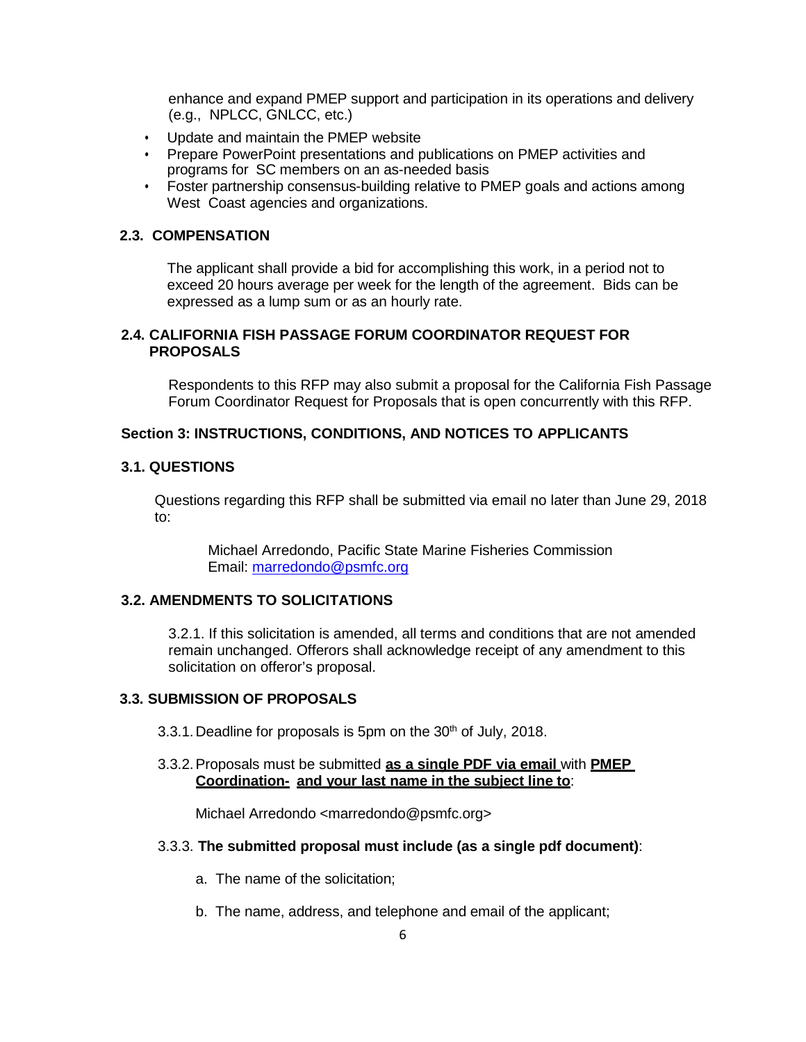enhance and expand PMEP support and participation in its operations and delivery (e.g., NPLCC, GNLCC, etc.)

- Update and maintain the PMEP website
- Prepare PowerPoint presentations and publications on PMEP activities and programs for SC members on an as-needed basis
- Foster partnership consensus-building relative to PMEP goals and actions among West Coast agencies and organizations.

### 2.3. COMPENSATION

The applicant shall provide a bid for accomplishing this work, in a period not to exceed 20 hours average per week for the length of the agreement. Bids can be expressed as a lump sum or as an hourly rate.

### 2.4. CALIFORNIA FISH PASSAGE FORUM COORDINATOR REQUEST FOR PROPOSALS

Respondents to this RFP may also submit a proposal for the California Fish Passage Forum Coordinator Request for Proposals that is open concurrently with this RFP.

## Section 3: INSTRUCTIONS, CONDITIONS, AND NOTICES TO APPLICANTS

### 3.1. QUESTIONS

Questions regarding this RFP shall be submitted via email no later than June 29, 2018 to:

Michael Arredondo, Pacific State Marine Fisheries Commission
Email: marredondo@psmfc.org

### 3.2. AMENDMENTS TO SOLICITATIONS

3.2.1. If this solicitation is amended, all terms and conditions that are not amended remain unchanged. Offerors shall acknowledge receipt of any amendment to this solicitation on offeror's proposal.

### 3.3. SUBMISSION OF PROPOSALS

3.3.1. Deadline for proposals is 5pm on the 30th of July, 2018.

3.3.2. Proposals must be submitted **as a single PDF via email** with **PMEP Coordination- and your last name in the subject line to**:

Michael Arredondo <marredondo@psmfc.org>

3.3.3. **The submitted proposal must include (as a single pdf document)**:

a. The name of the solicitation;

b. The name, address, and telephone and email of the applicant;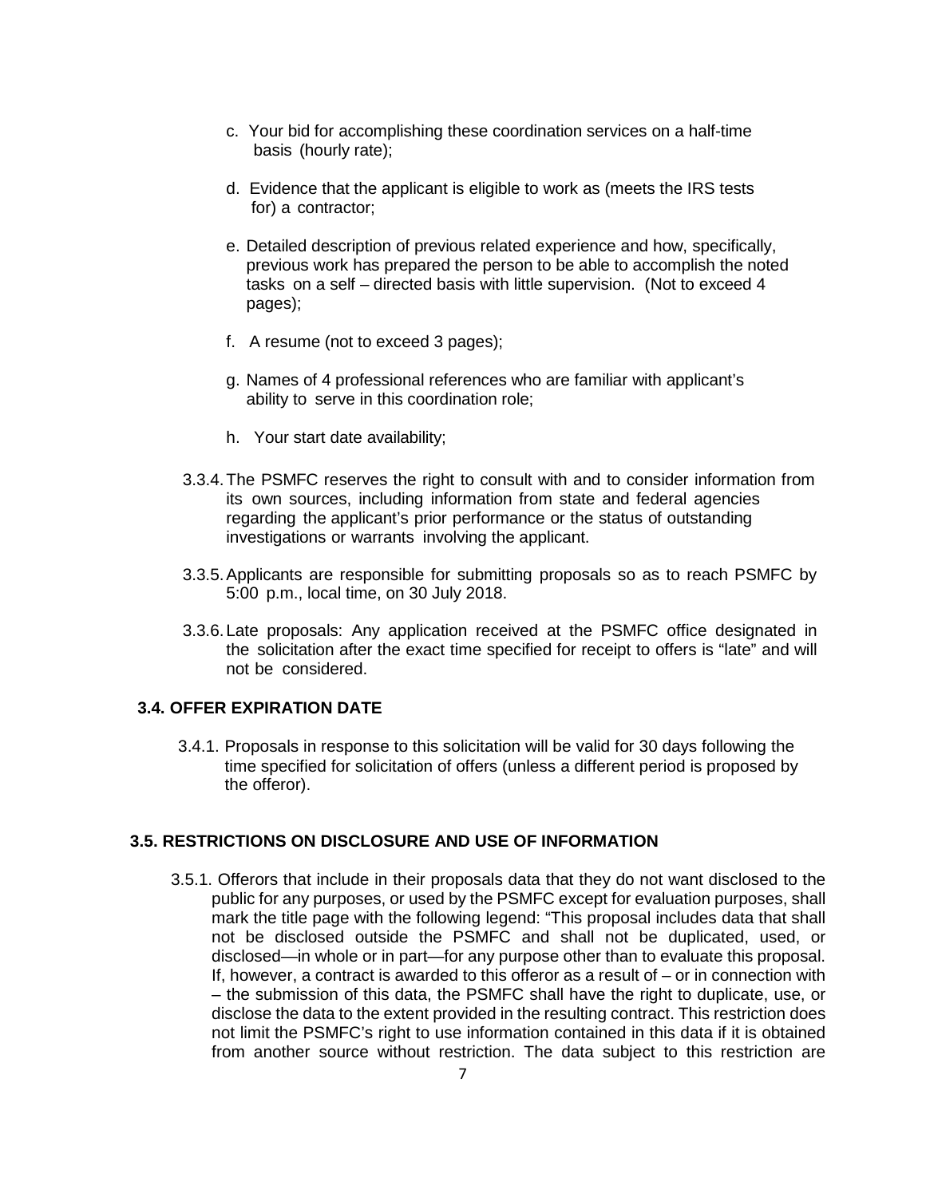c. Your bid for accomplishing these coordination services on a half-time basis (hourly rate);

d. Evidence that the applicant is eligible to work as (meets the IRS tests for) a contractor;

e. Detailed description of previous related experience and how, specifically, previous work has prepared the person to be able to accomplish the noted tasks on a self – directed basis with little supervision. (Not to exceed 4 pages);

f. A resume (not to exceed 3 pages);

g. Names of 4 professional references who are familiar with applicant's ability to serve in this coordination role;

h. Your start date availability;

3.3.4. The PSMFC reserves the right to consult with and to consider information from its own sources, including information from state and federal agencies regarding the applicant's prior performance or the status of outstanding investigations or warrants involving the applicant.

3.3.5. Applicants are responsible for submitting proposals so as to reach PSMFC by 5:00 p.m., local time, on 30 July 2018.

3.3.6. Late proposals: Any application received at the PSMFC office designated in the solicitation after the exact time specified for receipt to offers is "late" and will not be considered.

### 3.4. OFFER EXPIRATION DATE

3.4.1. Proposals in response to this solicitation will be valid for 30 days following the time specified for solicitation of offers (unless a different period is proposed by the offeror).

### 3.5. RESTRICTIONS ON DISCLOSURE AND USE OF INFORMATION

3.5.1. Offerors that include in their proposals data that they do not want disclosed to the public for any purposes, or used by the PSMFC except for evaluation purposes, shall mark the title page with the following legend: "This proposal includes data that shall not be disclosed outside the PSMFC and shall not be duplicated, used, or disclosed—in whole or in part—for any purpose other than to evaluate this proposal. If, however, a contract is awarded to this offeror as a result of – or in connection with – the submission of this data, the PSMFC shall have the right to duplicate, use, or disclose the data to the extent provided in the resulting contract. This restriction does not limit the PSMFC's right to use information contained in this data if it is obtained from another source without restriction. The data subject to this restriction are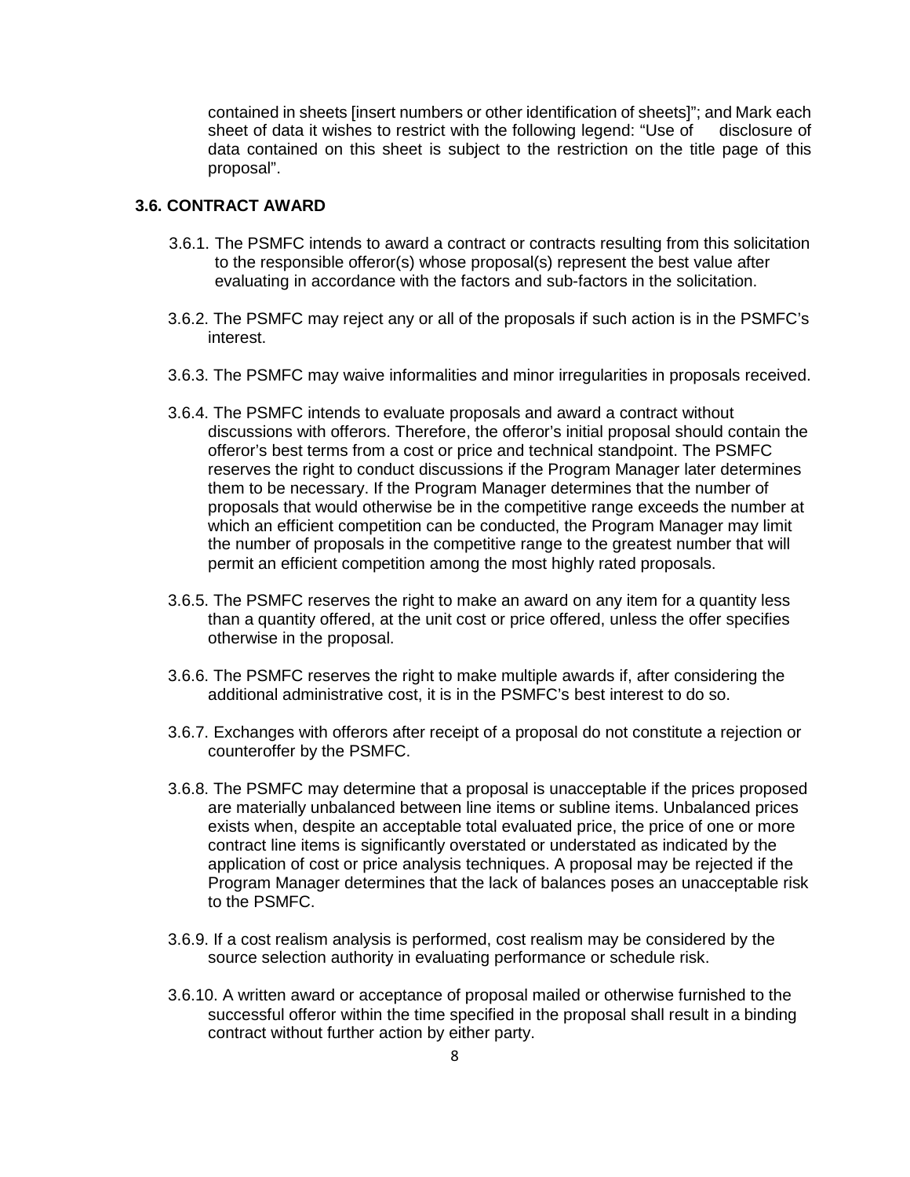contained in sheets [insert numbers or other identification of sheets]"; and Mark each sheet of data it wishes to restrict with the following legend: "Use of disclosure of data contained on this sheet is subject to the restriction on the title page of this proposal".

### 3.6. CONTRACT AWARD

3.6.1. The PSMFC intends to award a contract or contracts resulting from this solicitation to the responsible offeror(s) whose proposal(s) represent the best value after evaluating in accordance with the factors and sub-factors in the solicitation.

3.6.2. The PSMFC may reject any or all of the proposals if such action is in the PSMFC's interest.

3.6.3. The PSMFC may waive informalities and minor irregularities in proposals received.

3.6.4. The PSMFC intends to evaluate proposals and award a contract without discussions with offerors. Therefore, the offeror's initial proposal should contain the offeror's best terms from a cost or price and technical standpoint. The PSMFC reserves the right to conduct discussions if the Program Manager later determines them to be necessary. If the Program Manager determines that the number of proposals that would otherwise be in the competitive range exceeds the number at which an efficient competition can be conducted, the Program Manager may limit the number of proposals in the competitive range to the greatest number that will permit an efficient competition among the most highly rated proposals.

3.6.5. The PSMFC reserves the right to make an award on any item for a quantity less than a quantity offered, at the unit cost or price offered, unless the offer specifies otherwise in the proposal.

3.6.6. The PSMFC reserves the right to make multiple awards if, after considering the additional administrative cost, it is in the PSMFC's best interest to do so.

3.6.7. Exchanges with offerors after receipt of a proposal do not constitute a rejection or counteroffer by the PSMFC.

3.6.8. The PSMFC may determine that a proposal is unacceptable if the prices proposed are materially unbalanced between line items or subline items. Unbalanced prices exists when, despite an acceptable total evaluated price, the price of one or more contract line items is significantly overstated or understated as indicated by the application of cost or price analysis techniques. A proposal may be rejected if the Program Manager determines that the lack of balances poses an unacceptable risk to the PSMFC.

3.6.9. If a cost realism analysis is performed, cost realism may be considered by the source selection authority in evaluating performance or schedule risk.

3.6.10. A written award or acceptance of proposal mailed or otherwise furnished to the successful offeror within the time specified in the proposal shall result in a binding contract without further action by either party.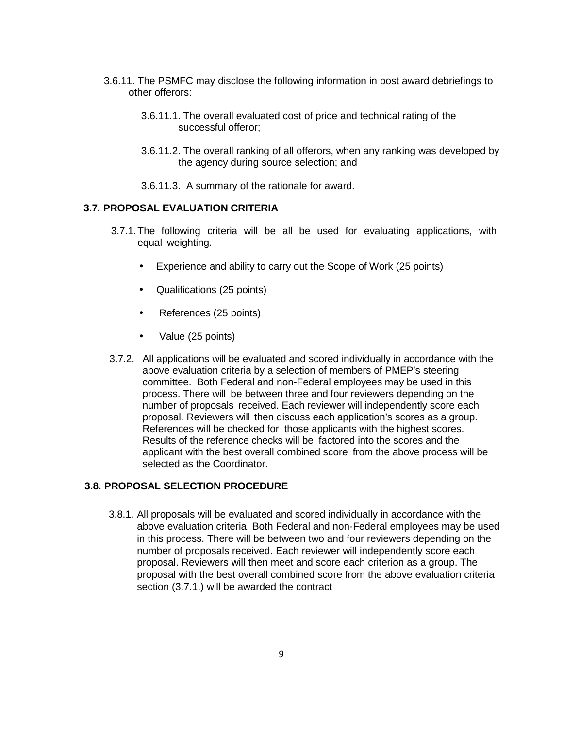3.6.11. The PSMFC may disclose the following information in post award debriefings to other offerors:

3.6.11.1. The overall evaluated cost of price and technical rating of the successful offeror;

3.6.11.2. The overall ranking of all offerors, when any ranking was developed by the agency during source selection; and

3.6.11.3. A summary of the rationale for award.

### 3.7. PROPOSAL EVALUATION CRITERIA

3.7.1. The following criteria will be all be used for evaluating applications, with equal weighting.

- Experience and ability to carry out the Scope of Work (25 points)
- Qualifications (25 points)
- References (25 points)
- Value (25 points)

3.7.2. All applications will be evaluated and scored individually in accordance with the above evaluation criteria by a selection of members of PMEP's steering committee. Both Federal and non-Federal employees may be used in this process. There will be between three and four reviewers depending on the number of proposals received. Each reviewer will independently score each proposal. Reviewers will then discuss each application's scores as a group. References will be checked for those applicants with the highest scores. Results of the reference checks will be factored into the scores and the applicant with the best overall combined score from the above process will be selected as the Coordinator.

### 3.8. PROPOSAL SELECTION PROCEDURE

3.8.1. All proposals will be evaluated and scored individually in accordance with the above evaluation criteria. Both Federal and non-Federal employees may be used in this process. There will be between two and four reviewers depending on the number of proposals received. Each reviewer will independently score each proposal. Reviewers will then meet and score each criterion as a group. The proposal with the best overall combined score from the above evaluation criteria section (3.7.1.) will be awarded the contract